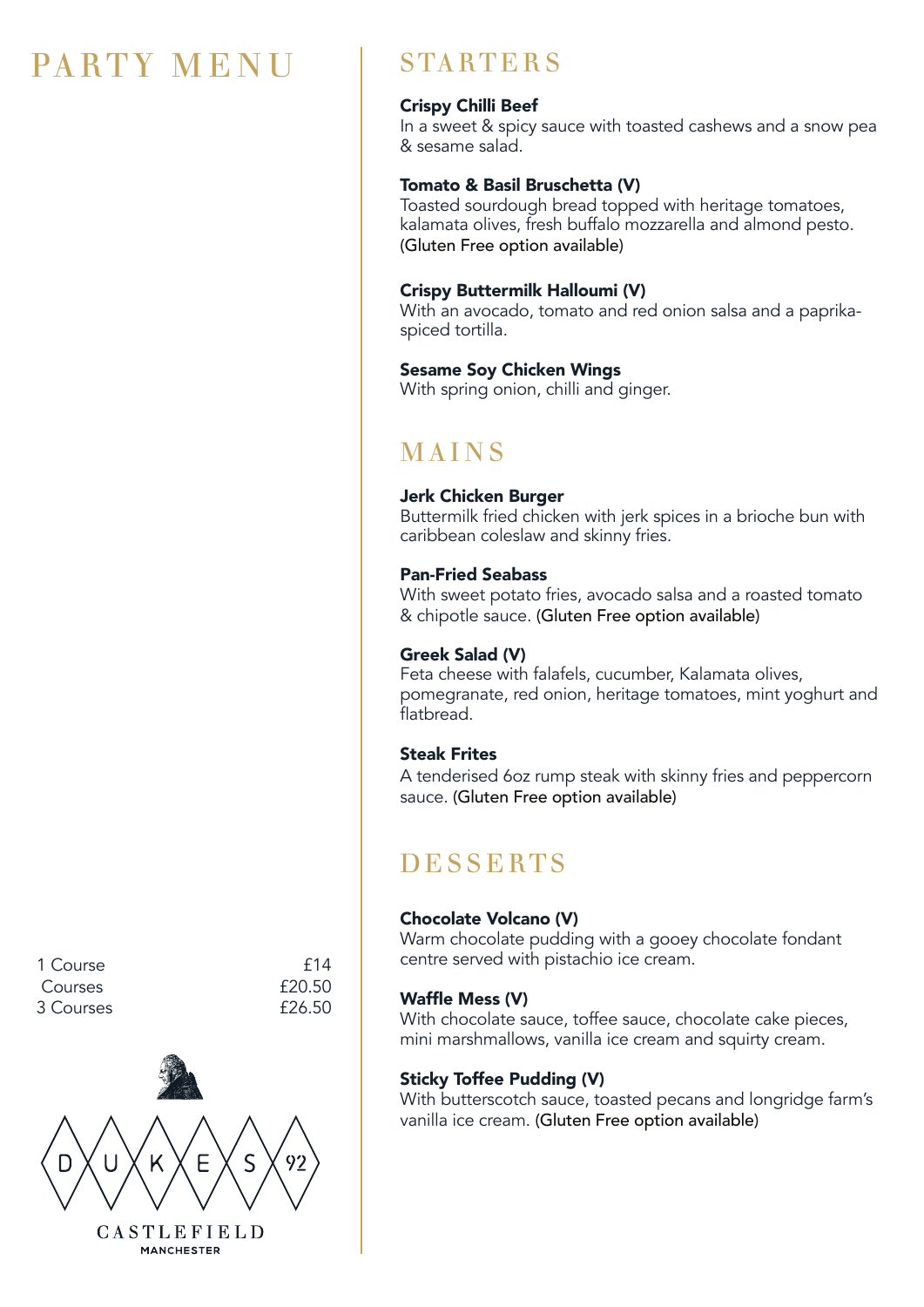# PARTY MENU

| | |
|---|---|
| 1 Course | £14 |
| Courses | £20.50 |
| 3 Courses | £26.50 |

DUKES 92

CASTLEFIELD
MANCHESTER

## STARTERS

**Crispy Chilli Beef**
In a sweet & spicy sauce with toasted cashews and a snow pea & sesame salad.

**Tomato & Basil Bruschetta (V)**
Toasted sourdough bread topped with heritage tomatoes, kalamata olives, fresh buffalo mozzarella and almond pesto. (Gluten Free option available)

**Crispy Buttermilk Halloumi (V)**
With an avocado, tomato and red onion salsa and a paprika-spiced tortilla.

**Sesame Soy Chicken Wings**
With spring onion, chilli and ginger.

## MAINS

**Jerk Chicken Burger**
Buttermilk fried chicken with jerk spices in a brioche bun with caribbean coleslaw and skinny fries.

**Pan-Fried Seabass**
With sweet potato fries, avocado salsa and a roasted tomato & chipotle sauce. (Gluten Free option available)

**Greek Salad (V)**
Feta cheese with falafels, cucumber, Kalamata olives, pomegranate, red onion, heritage tomatoes, mint yoghurt and flatbread.

**Steak Frites**
A tenderised 6oz rump steak with skinny fries and peppercorn sauce. (Gluten Free option available)

## DESSERTS

**Chocolate Volcano (V)**
Warm chocolate pudding with a gooey chocolate fondant centre served with pistachio ice cream.

**Waffle Mess (V)**
With chocolate sauce, toffee sauce, chocolate cake pieces, mini marshmallows, vanilla ice cream and squirty cream.

**Sticky Toffee Pudding (V)**
With butterscotch sauce, toasted pecans and longridge farm's vanilla ice cream. (Gluten Free option available)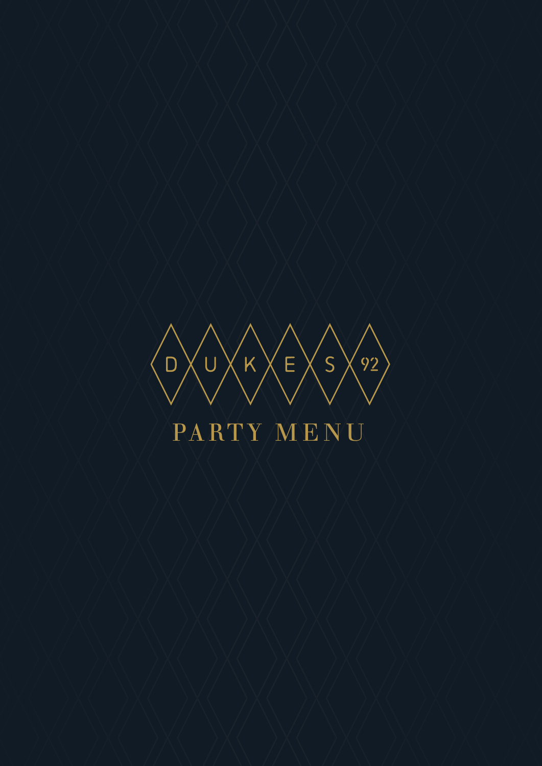D U K E S 92

# PARTY MENU